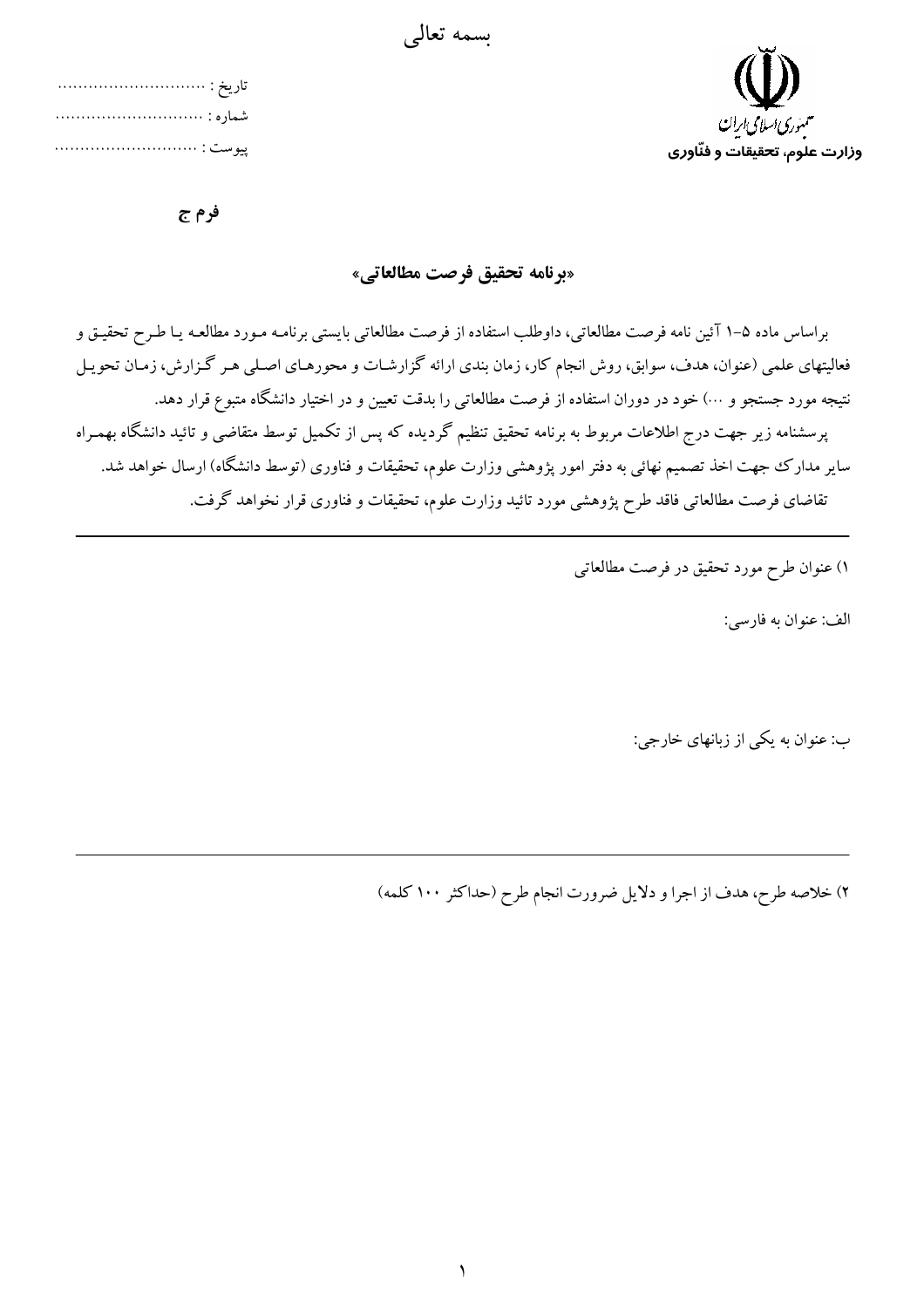بسمه تعالی

جمهوری اسلامی ایران
**وزارت علوم، تحقیقات و فنّاوری**

تاریخ : ............................
شماره : ............................
پیوست : ............................

**فرم ج**

## «برنامه تحقیق فرصت مطالعاتی»

براساس ماده ۵-۱ آئین نامه فرصت مطالعاتی، داوطلب استفاده از فرصت مطالعاتی بایستی برنامه مورد مطالعه یا طرح تحقیق و فعالیتهای علمی (عنوان، هدف، سوابق، روش انجام کار، زمان بندی ارائه گزارشات و محورهای اصلی هر گزارش، زمان تحویل نتیجه مورد جستجو و ...) خود در دوران استفاده از فرصت مطالعاتی را بدقت تعیین و در اختیار دانشگاه متبوع قرار دهد.

پرسشنامه زیر جهت درج اطلاعات مربوط به برنامه تحقیق تنظیم گردیده که پس از تکمیل توسط متقاضی و تائید دانشگاه بهمراه سایر مدارک جهت اخذ تصمیم نهائی به دفتر امور پژوهشی وزارت علوم، تحقیقات و فناوری (توسط دانشگاه) ارسال خواهد شد.

تقاضای فرصت مطالعاتی فاقد طرح پژوهشی مورد تائید وزارت علوم، تحقیقات و فناوری قرار نخواهد گرفت.

---

۱) عنوان طرح مورد تحقیق در فرصت مطالعاتی

الف: عنوان به فارسی:

ب: عنوان به یکی از زبانهای خارجی:

---

۲) خلاصه طرح، هدف از اجرا و دلایل ضرورت انجام طرح (حداکثر ۱۰۰ کلمه)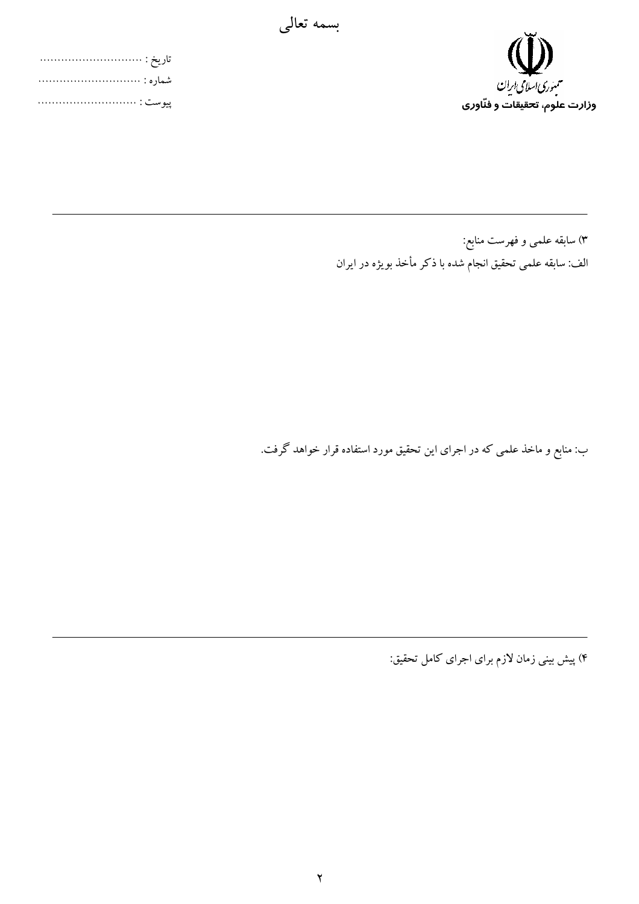بسمه تعالی

جمهوری اسلامی ایران

**وزارت علوم، تحقیقات و فنّاوری**

تاریخ : ..............................

شماره : ..............................

پیوست : ..............................

---

۳) سابقه علمی و فهرست منابع:

الف: سابقه علمی تحقیق انجام شده با ذکر مأخذ بویژه در ایران

ب: منابع و ماخذ علمی که در اجرای این تحقیق مورد استفاده قرار خواهد گرفت.

---

۴) پیش بینی زمان لازم برای اجرای کامل تحقیق: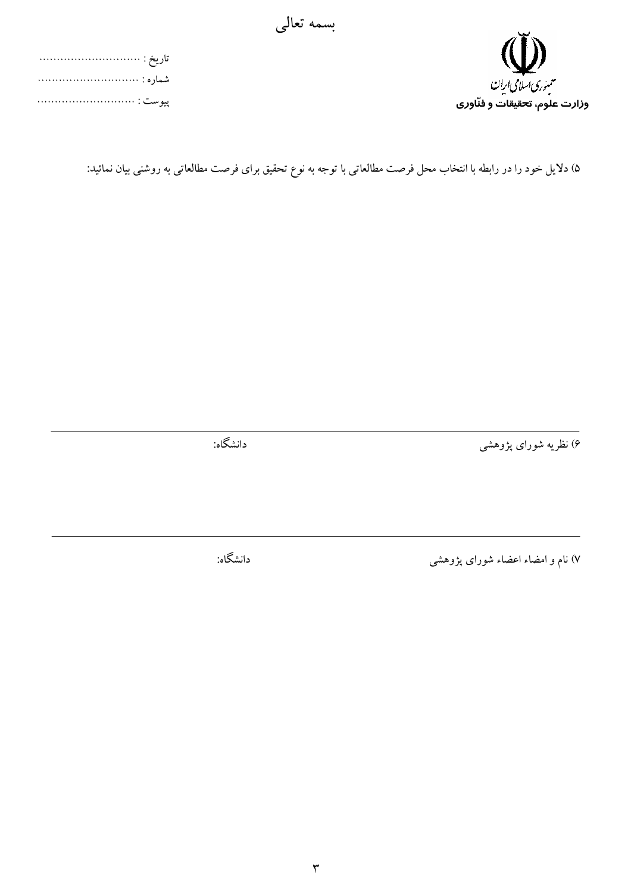بسمه تعالی

جمهوری اسلامی ایران

**وزارت علوم، تحقیقات و فنّاوری**

تاریخ : ..............................

شماره : ..............................

پیوست : ..............................

۵) دلایل خود را در رابطه با انتخاب محل فرصت مطالعاتی با توجه به نوع تحقیق برای فرصت مطالعاتی به روشنی بیان نمائید:

---

۶) نظریه شورای پژوهشی دانشگاه:

---

۷) نام و امضاء اعضاء شورای پژوهشی دانشگاه: